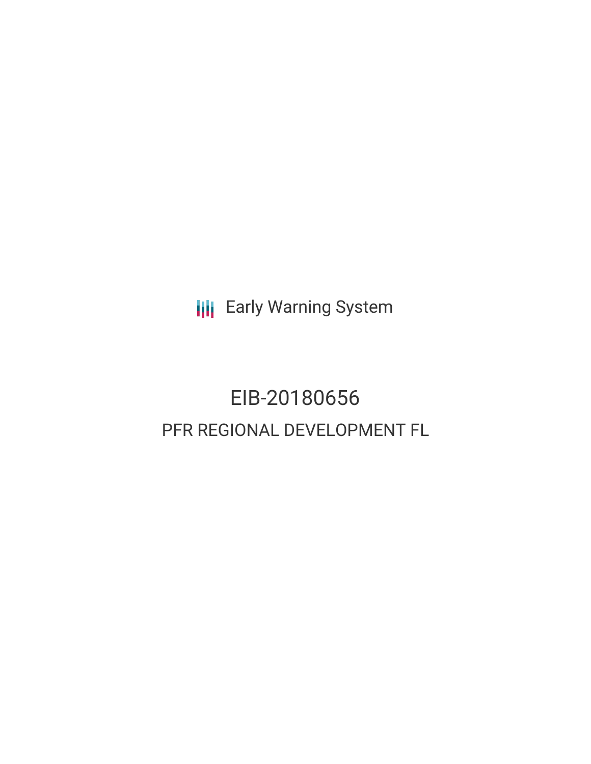Early Warning System

# EIB-20180656

## PFR REGIONAL DEVELOPMENT FL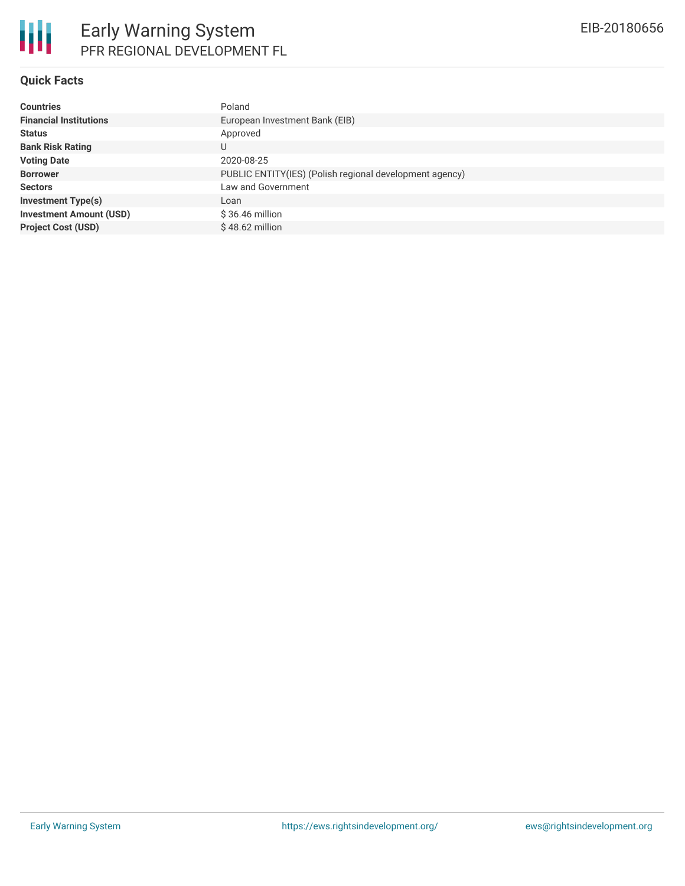# Early Warning System

## PFR REGIONAL DEVELOPMENT FL

EIB-20180656

### Quick Facts

| | |
|---|---|
| **Countries** | Poland |
| **Financial Institutions** | European Investment Bank (EIB) |
| **Status** | Approved |
| **Bank Risk Rating** | U |
| **Voting Date** | 2020-08-25 |
| **Borrower** | PUBLIC ENTITY(IES) (Polish regional development agency) |
| **Sectors** | Law and Government |
| **Investment Type(s)** | Loan |
| **Investment Amount (USD)** | $ 36.46 million |
| **Project Cost (USD)** | $ 48.62 million |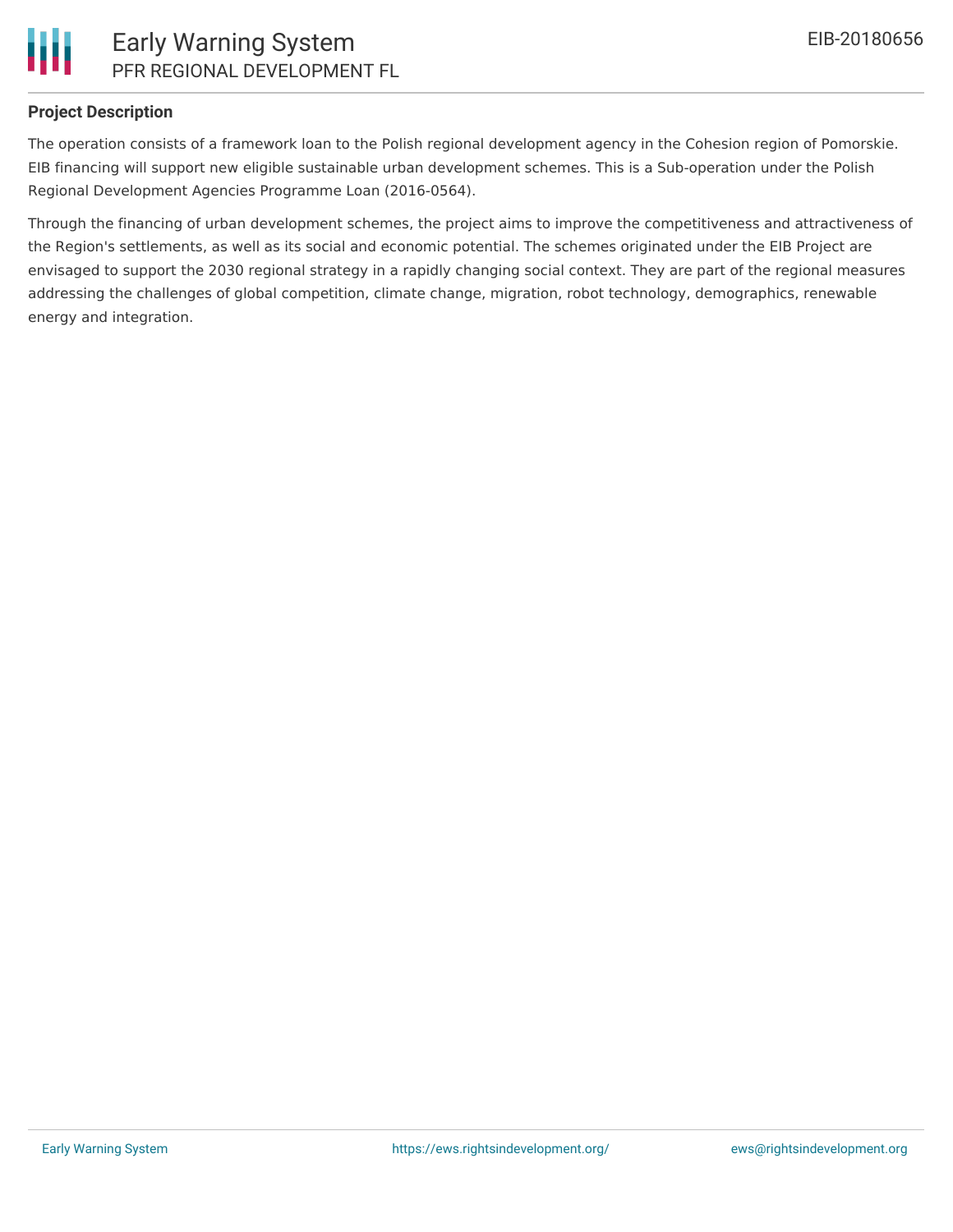## Project Description

The operation consists of a framework loan to the Polish regional development agency in the Cohesion region of Pomorskie. EIB financing will support new eligible sustainable urban development schemes. This is a Sub-operation under the Polish Regional Development Agencies Programme Loan (2016-0564).

Through the financing of urban development schemes, the project aims to improve the competitiveness and attractiveness of the Region's settlements, as well as its social and economic potential. The schemes originated under the EIB Project are envisaged to support the 2030 regional strategy in a rapidly changing social context. They are part of the regional measures addressing the challenges of global competition, climate change, migration, robot technology, demographics, renewable energy and integration.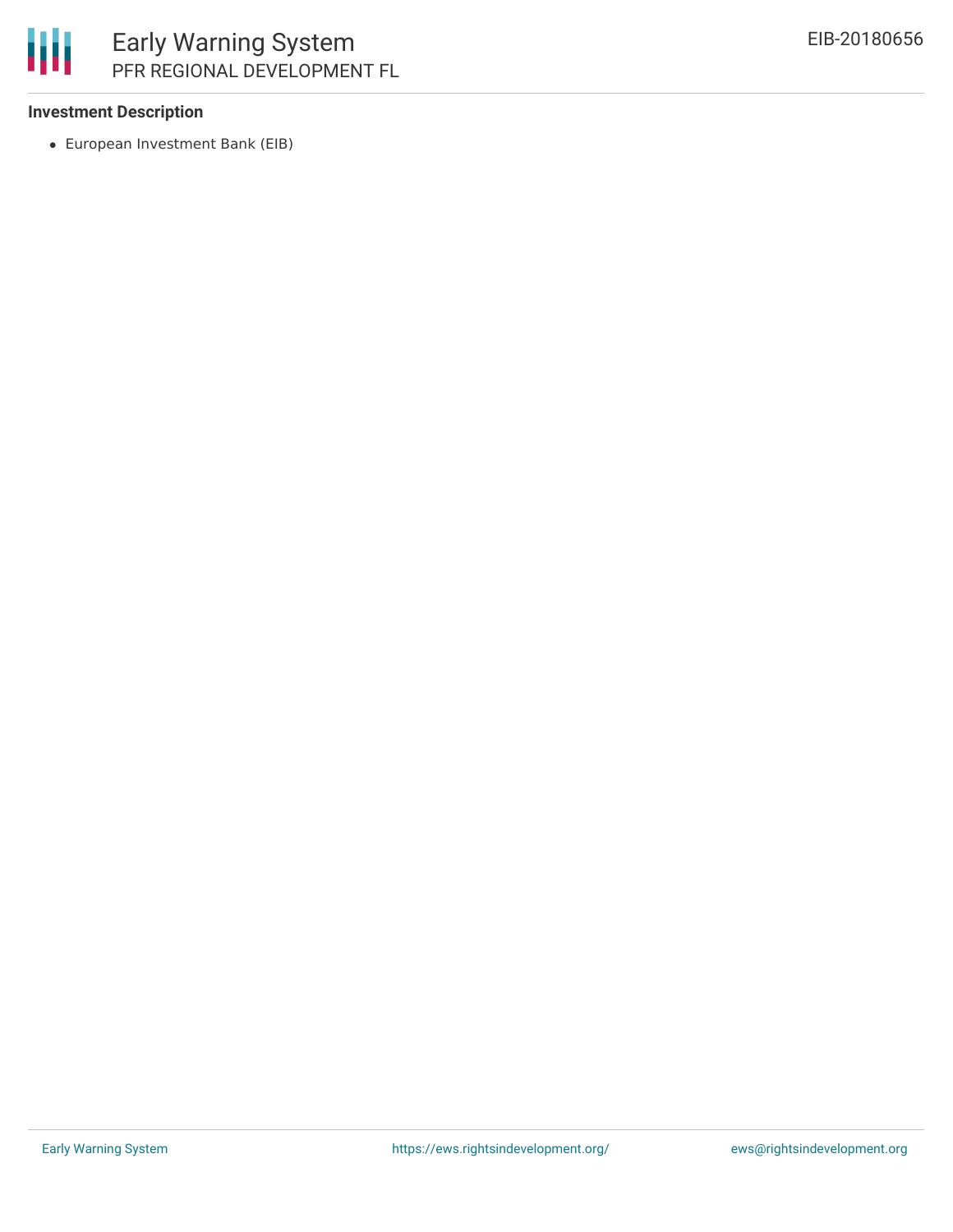**Investment Description**

- European Investment Bank (EIB)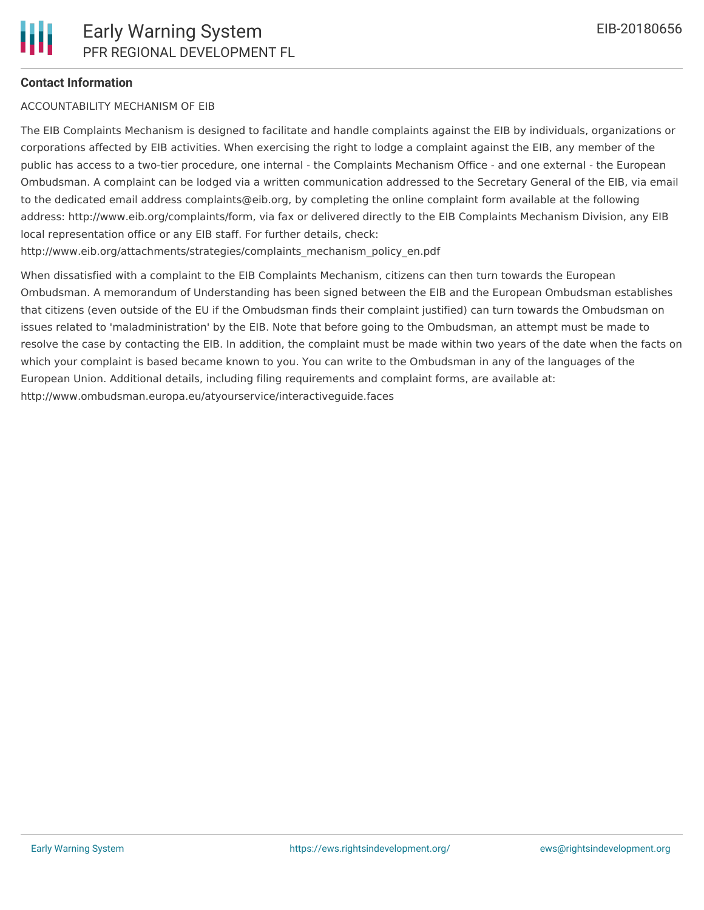**Contact Information**

ACCOUNTABILITY MECHANISM OF EIB

The EIB Complaints Mechanism is designed to facilitate and handle complaints against the EIB by individuals, organizations or corporations affected by EIB activities. When exercising the right to lodge a complaint against the EIB, any member of the public has access to a two-tier procedure, one internal - the Complaints Mechanism Office - and one external - the European Ombudsman. A complaint can be lodged via a written communication addressed to the Secretary General of the EIB, via email to the dedicated email address complaints@eib.org, by completing the online complaint form available at the following address: http://www.eib.org/complaints/form, via fax or delivered directly to the EIB Complaints Mechanism Division, any EIB local representation office or any EIB staff. For further details, check: http://www.eib.org/attachments/strategies/complaints_mechanism_policy_en.pdf

When dissatisfied with a complaint to the EIB Complaints Mechanism, citizens can then turn towards the European Ombudsman. A memorandum of Understanding has been signed between the EIB and the European Ombudsman establishes that citizens (even outside of the EU if the Ombudsman finds their complaint justified) can turn towards the Ombudsman on issues related to 'maladministration' by the EIB. Note that before going to the Ombudsman, an attempt must be made to resolve the case by contacting the EIB. In addition, the complaint must be made within two years of the date when the facts on which your complaint is based became known to you. You can write to the Ombudsman in any of the languages of the European Union. Additional details, including filing requirements and complaint forms, are available at: http://www.ombudsman.europa.eu/atyourservice/interactiveguide.faces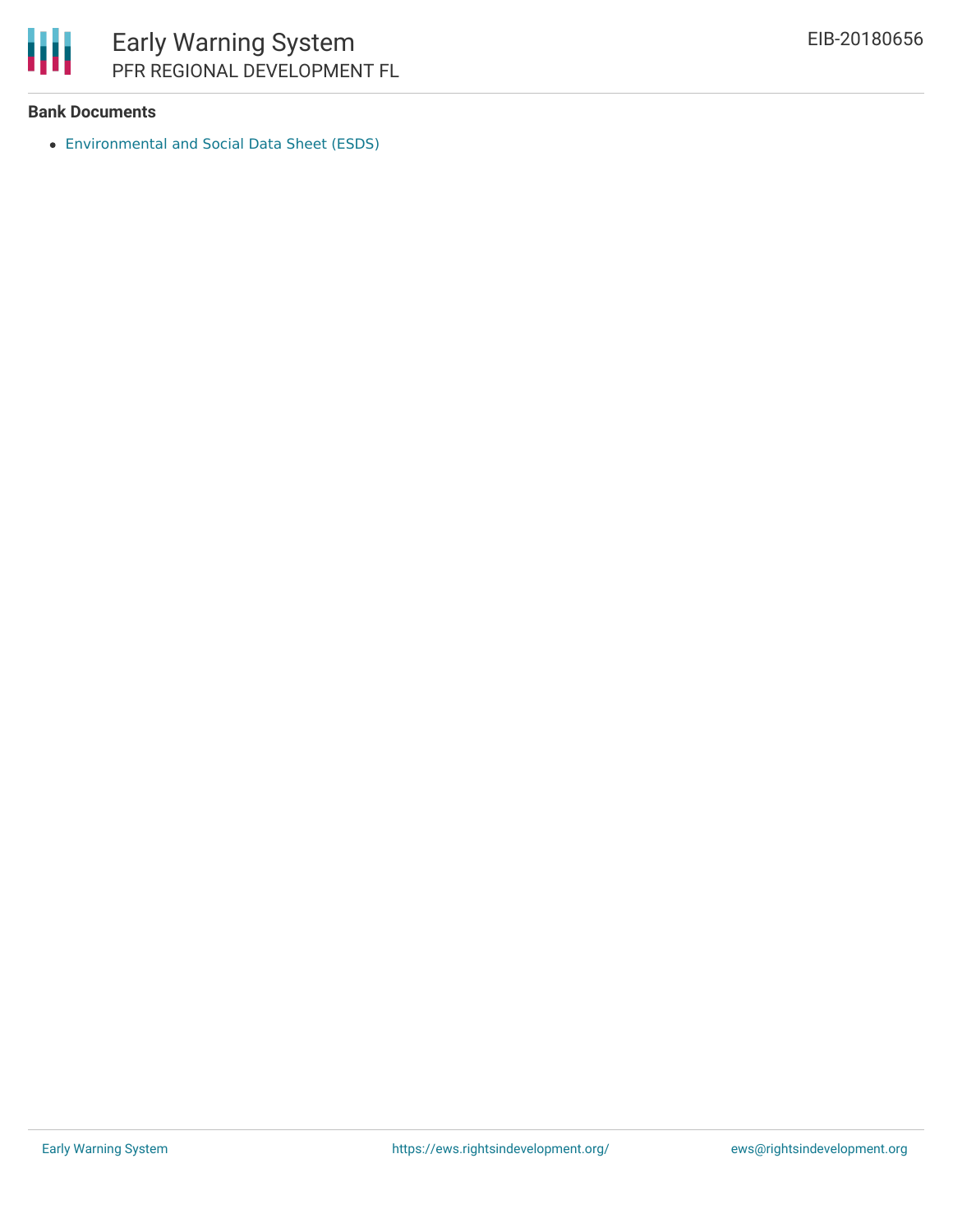**Bank Documents**

- Environmental and Social Data Sheet (ESDS)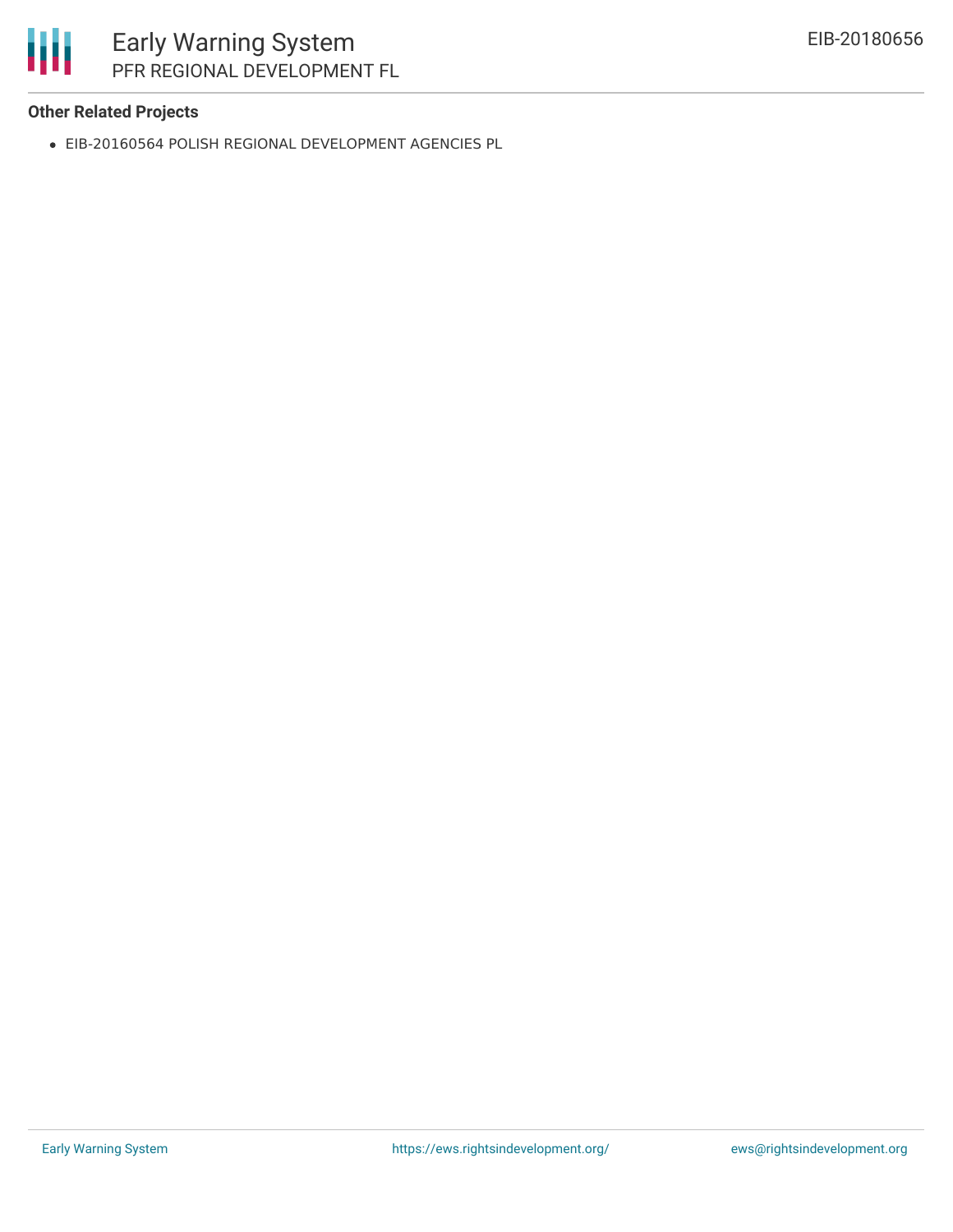#### Other Related Projects

- EIB-20160564 POLISH REGIONAL DEVELOPMENT AGENCIES PL